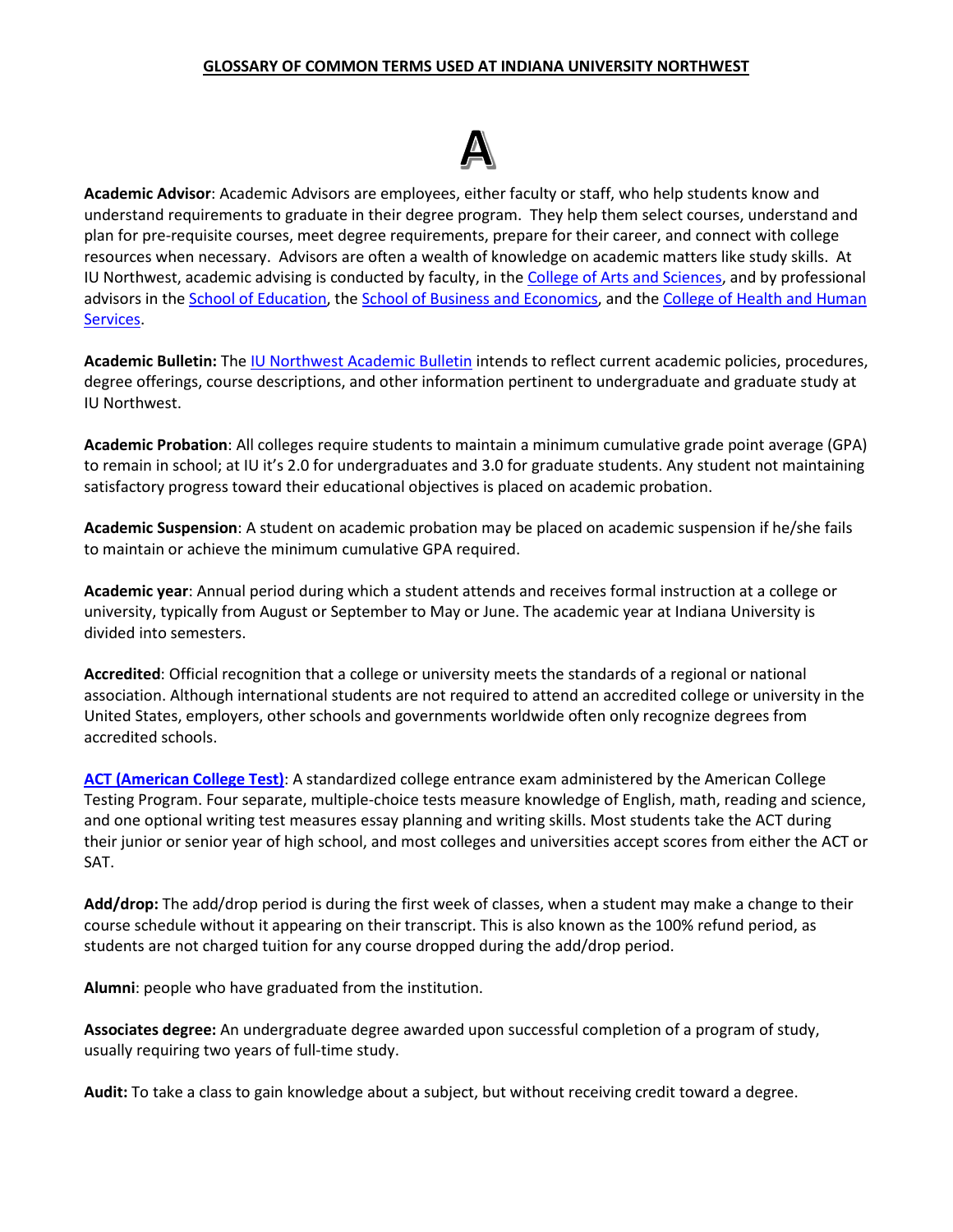# GLOSSARY OF COMMON TERMS USED AT INDIANA UNIVERSITY NORTHWEST

## A

**Academic Advisor**: Academic Advisors are employees, either faculty or staff, who help students know and understand requirements to graduate in their degree program. They help them select courses, understand and plan for pre-requisite courses, meet degree requirements, prepare for their career, and connect with college resources when necessary. Advisors are often a wealth of knowledge on academic matters like study skills. At IU Northwest, academic advising is conducted by faculty, in the College of Arts and Sciences, and by professional advisors in the School of Education, the School of Business and Economics, and the College of Health and Human Services.

**Academic Bulletin:** The IU Northwest Academic Bulletin intends to reflect current academic policies, procedures, degree offerings, course descriptions, and other information pertinent to undergraduate and graduate study at IU Northwest.

**Academic Probation**: All colleges require students to maintain a minimum cumulative grade point average (GPA) to remain in school; at IU it's 2.0 for undergraduates and 3.0 for graduate students. Any student not maintaining satisfactory progress toward their educational objectives is placed on academic probation.

**Academic Suspension**: A student on academic probation may be placed on academic suspension if he/she fails to maintain or achieve the minimum cumulative GPA required.

**Academic year**: Annual period during which a student attends and receives formal instruction at a college or university, typically from August or September to May or June. The academic year at Indiana University is divided into semesters.

**Accredited**: Official recognition that a college or university meets the standards of a regional or national association. Although international students are not required to attend an accredited college or university in the United States, employers, other schools and governments worldwide often only recognize degrees from accredited schools.

**ACT (American College Test)**: A standardized college entrance exam administered by the American College Testing Program. Four separate, multiple-choice tests measure knowledge of English, math, reading and science, and one optional writing test measures essay planning and writing skills. Most students take the ACT during their junior or senior year of high school, and most colleges and universities accept scores from either the ACT or SAT.

**Add/drop:** The add/drop period is during the first week of classes, when a student may make a change to their course schedule without it appearing on their transcript. This is also known as the 100% refund period, as students are not charged tuition for any course dropped during the add/drop period.

**Alumni**: people who have graduated from the institution.

**Associates degree:** An undergraduate degree awarded upon successful completion of a program of study, usually requiring two years of full-time study.

**Audit:** To take a class to gain knowledge about a subject, but without receiving credit toward a degree.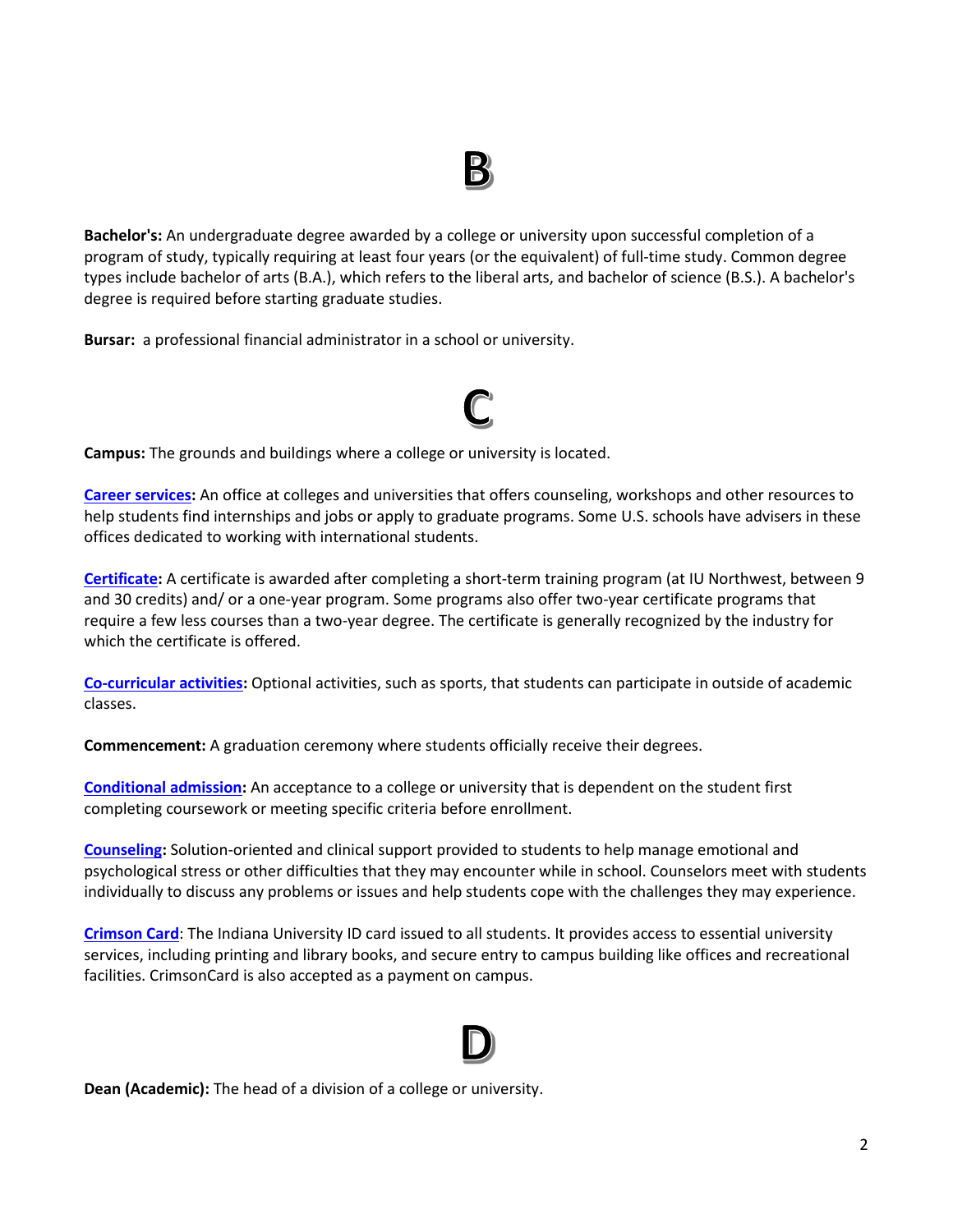# B

**Bachelor's:** An undergraduate degree awarded by a college or university upon successful completion of a program of study, typically requiring at least four years (or the equivalent) of full-time study. Common degree types include bachelor of arts (B.A.), which refers to the liberal arts, and bachelor of science (B.S.). A bachelor's degree is required before starting graduate studies.

**Bursar:** a professional financial administrator in a school or university.

# C

**Campus:** The grounds and buildings where a college or university is located.

**Career services:** An office at colleges and universities that offers counseling, workshops and other resources to help students find internships and jobs or apply to graduate programs. Some U.S. schools have advisers in these offices dedicated to working with international students.

**Certificate:** A certificate is awarded after completing a short-term training program (at IU Northwest, between 9 and 30 credits) and/ or a one-year program. Some programs also offer two-year certificate programs that require a few less courses than a two-year degree. The certificate is generally recognized by the industry for which the certificate is offered.

**Co-curricular activities:** Optional activities, such as sports, that students can participate in outside of academic classes.

**Commencement:** A graduation ceremony where students officially receive their degrees.

**Conditional admission:** An acceptance to a college or university that is dependent on the student first completing coursework or meeting specific criteria before enrollment.

**Counseling:** Solution-oriented and clinical support provided to students to help manage emotional and psychological stress or other difficulties that they may encounter while in school. Counselors meet with students individually to discuss any problems or issues and help students cope with the challenges they may experience.

**Crimson Card**: The Indiana University ID card issued to all students. It provides access to essential university services, including printing and library books, and secure entry to campus building like offices and recreational facilities. CrimsonCard is also accepted as a payment on campus.

# D

**Dean (Academic):** The head of a division of a college or university.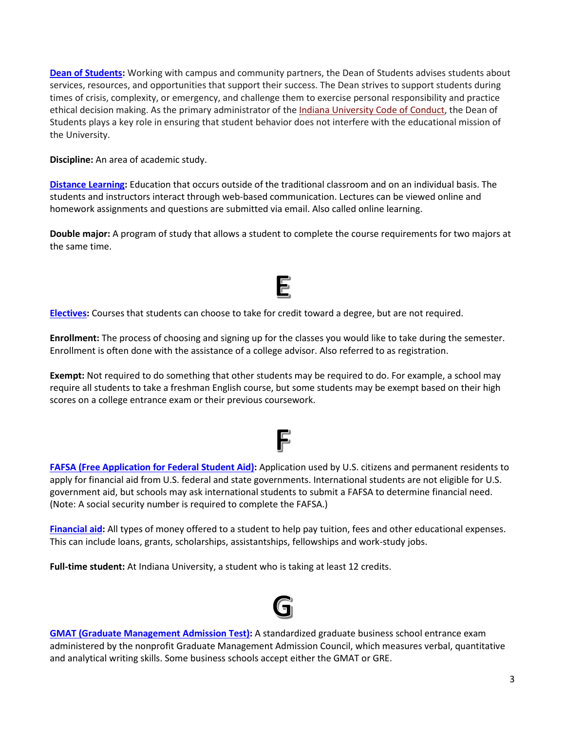**Dean of Students:** Working with campus and community partners, the Dean of Students advises students about services, resources, and opportunities that support their success. The Dean strives to support students during times of crisis, complexity, or emergency, and challenge them to exercise personal responsibility and practice ethical decision making. As the primary administrator of the Indiana University Code of Conduct, the Dean of Students plays a key role in ensuring that student behavior does not interfere with the educational mission of the University.

**Discipline:** An area of academic study.

**Distance Learning:** Education that occurs outside of the traditional classroom and on an individual basis. The students and instructors interact through web-based communication. Lectures can be viewed online and homework assignments and questions are submitted via email. Also called online learning.

**Double major:** A program of study that allows a student to complete the course requirements for two majors at the same time.

## E

**Electives:** Courses that students can choose to take for credit toward a degree, but are not required.

**Enrollment:** The process of choosing and signing up for the classes you would like to take during the semester. Enrollment is often done with the assistance of a college advisor. Also referred to as registration.

**Exempt:** Not required to do something that other students may be required to do. For example, a school may require all students to take a freshman English course, but some students may be exempt based on their high scores on a college entrance exam or their previous coursework.

## F

**FAFSA (Free Application for Federal Student Aid):** Application used by U.S. citizens and permanent residents to apply for financial aid from U.S. federal and state governments. International students are not eligible for U.S. government aid, but schools may ask international students to submit a FAFSA to determine financial need. (Note: A social security number is required to complete the FAFSA.)

**Financial aid:** All types of money offered to a student to help pay tuition, fees and other educational expenses. This can include loans, grants, scholarships, assistantships, fellowships and work-study jobs.

**Full-time student:** At Indiana University, a student who is taking at least 12 credits.

## G

**GMAT (Graduate Management Admission Test):** A standardized graduate business school entrance exam administered by the nonprofit Graduate Management Admission Council, which measures verbal, quantitative and analytical writing skills. Some business schools accept either the GMAT or GRE.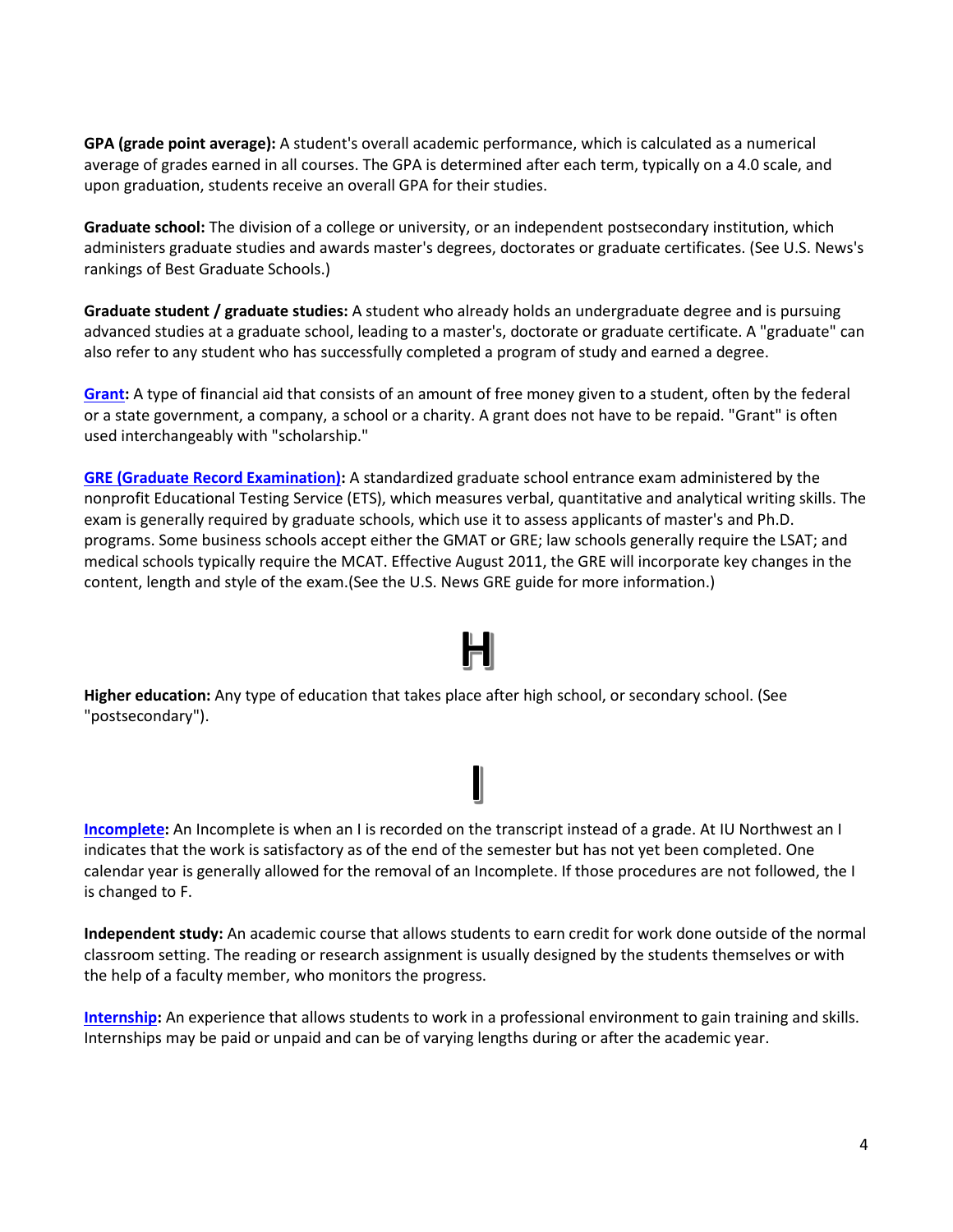**GPA (grade point average):** A student's overall academic performance, which is calculated as a numerical average of grades earned in all courses. The GPA is determined after each term, typically on a 4.0 scale, and upon graduation, students receive an overall GPA for their studies.

**Graduate school:** The division of a college or university, or an independent postsecondary institution, which administers graduate studies and awards master's degrees, doctorates or graduate certificates. (See U.S. News's rankings of Best Graduate Schools.)

**Graduate student / graduate studies:** A student who already holds an undergraduate degree and is pursuing advanced studies at a graduate school, leading to a master's, doctorate or graduate certificate. A "graduate" can also refer to any student who has successfully completed a program of study and earned a degree.

**Grant:** A type of financial aid that consists of an amount of free money given to a student, often by the federal or a state government, a company, a school or a charity. A grant does not have to be repaid. "Grant" is often used interchangeably with "scholarship."

**GRE (Graduate Record Examination):** A standardized graduate school entrance exam administered by the nonprofit Educational Testing Service (ETS), which measures verbal, quantitative and analytical writing skills. The exam is generally required by graduate schools, which use it to assess applicants of master's and Ph.D. programs. Some business schools accept either the GMAT or GRE; law schools generally require the LSAT; and medical schools typically require the MCAT. Effective August 2011, the GRE will incorporate key changes in the content, length and style of the exam.(See the U.S. News GRE guide for more information.)

# H

**Higher education:** Any type of education that takes place after high school, or secondary school. (See "postsecondary").

# I

**Incomplete:** An Incomplete is when an I is recorded on the transcript instead of a grade. At IU Northwest an I indicates that the work is satisfactory as of the end of the semester but has not yet been completed. One calendar year is generally allowed for the removal of an Incomplete. If those procedures are not followed, the I is changed to F.

**Independent study:** An academic course that allows students to earn credit for work done outside of the normal classroom setting. The reading or research assignment is usually designed by the students themselves or with the help of a faculty member, who monitors the progress.

**Internship:** An experience that allows students to work in a professional environment to gain training and skills. Internships may be paid or unpaid and can be of varying lengths during or after the academic year.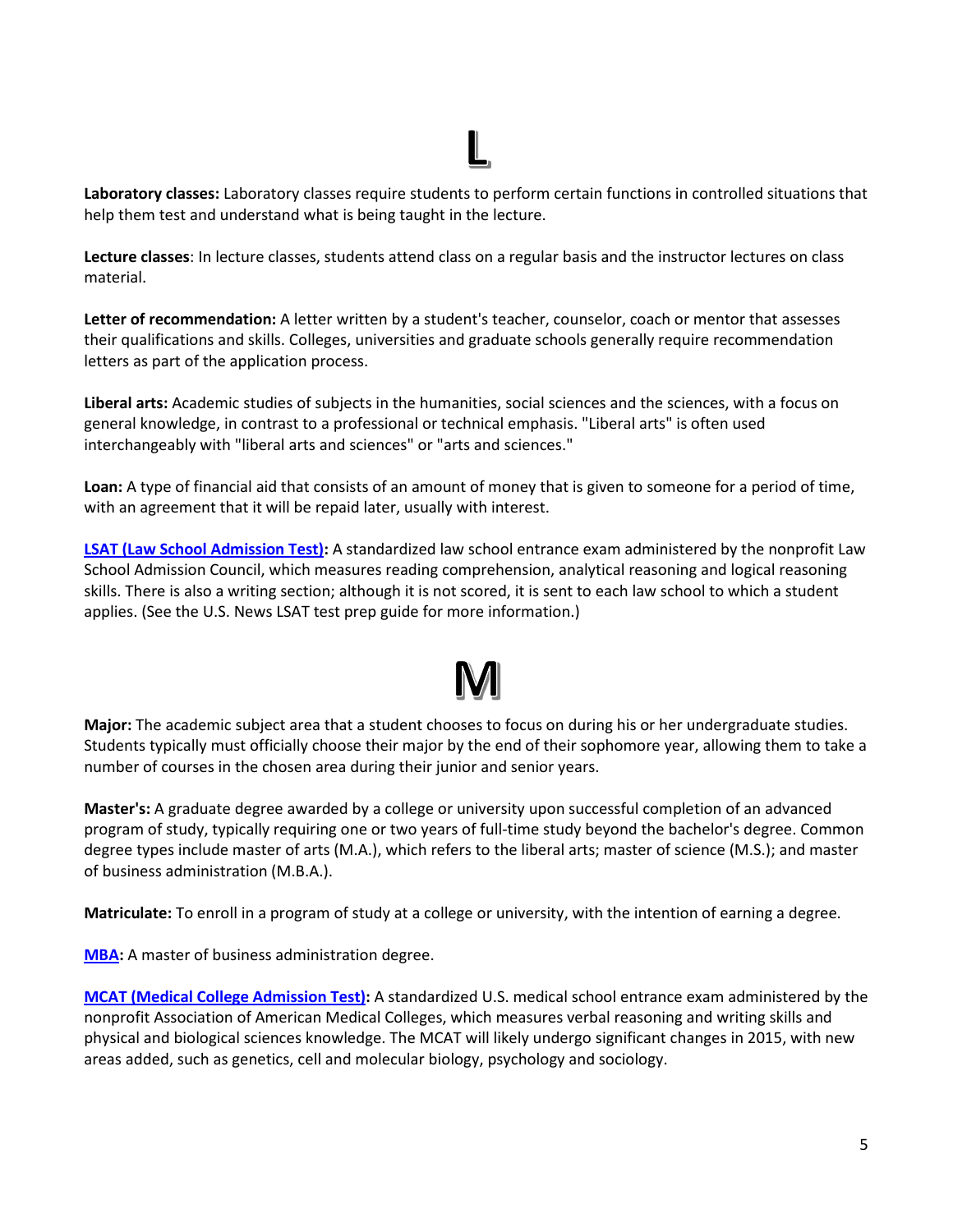# L

**Laboratory classes:** Laboratory classes require students to perform certain functions in controlled situations that help them test and understand what is being taught in the lecture.

**Lecture classes**: In lecture classes, students attend class on a regular basis and the instructor lectures on class material.

**Letter of recommendation:** A letter written by a student's teacher, counselor, coach or mentor that assesses their qualifications and skills. Colleges, universities and graduate schools generally require recommendation letters as part of the application process.

**Liberal arts:** Academic studies of subjects in the humanities, social sciences and the sciences, with a focus on general knowledge, in contrast to a professional or technical emphasis. "Liberal arts" is often used interchangeably with "liberal arts and sciences" or "arts and sciences."

**Loan:** A type of financial aid that consists of an amount of money that is given to someone for a period of time, with an agreement that it will be repaid later, usually with interest.

**LSAT (Law School Admission Test):** A standardized law school entrance exam administered by the nonprofit Law School Admission Council, which measures reading comprehension, analytical reasoning and logical reasoning skills. There is also a writing section; although it is not scored, it is sent to each law school to which a student applies. (See the U.S. News LSAT test prep guide for more information.)

# M

**Major:** The academic subject area that a student chooses to focus on during his or her undergraduate studies. Students typically must officially choose their major by the end of their sophomore year, allowing them to take a number of courses in the chosen area during their junior and senior years.

**Master's:** A graduate degree awarded by a college or university upon successful completion of an advanced program of study, typically requiring one or two years of full-time study beyond the bachelor's degree. Common degree types include master of arts (M.A.), which refers to the liberal arts; master of science (M.S.); and master of business administration (M.B.A.).

**Matriculate:** To enroll in a program of study at a college or university, with the intention of earning a degree.

**MBA:** A master of business administration degree.

**MCAT (Medical College Admission Test):** A standardized U.S. medical school entrance exam administered by the nonprofit Association of American Medical Colleges, which measures verbal reasoning and writing skills and physical and biological sciences knowledge. The MCAT will likely undergo significant changes in 2015, with new areas added, such as genetics, cell and molecular biology, psychology and sociology.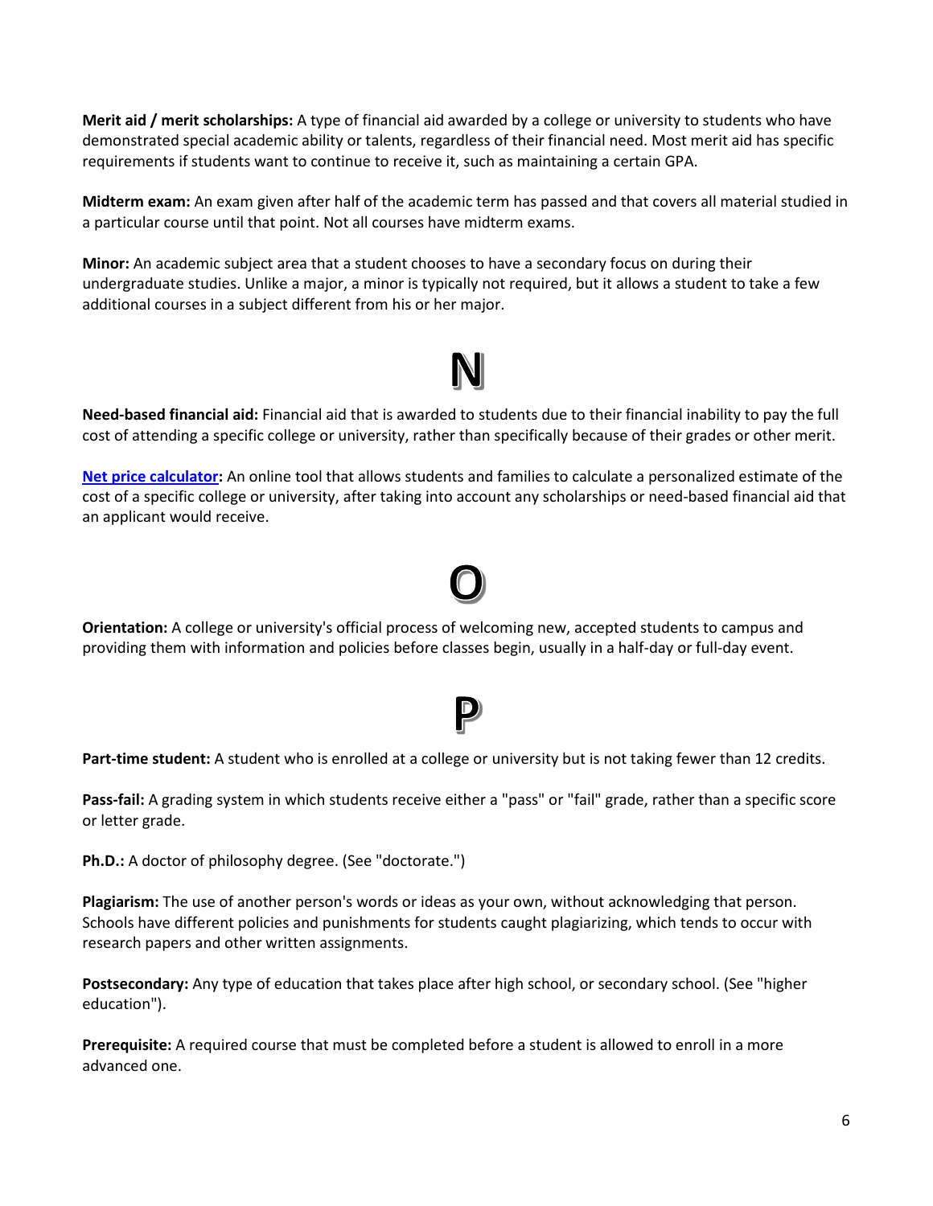**Merit aid / merit scholarships:** A type of financial aid awarded by a college or university to students who have demonstrated special academic ability or talents, regardless of their financial need. Most merit aid has specific requirements if students want to continue to receive it, such as maintaining a certain GPA.

**Midterm exam:** An exam given after half of the academic term has passed and that covers all material studied in a particular course until that point. Not all courses have midterm exams.

**Minor:** An academic subject area that a student chooses to have a secondary focus on during their undergraduate studies. Unlike a major, a minor is typically not required, but it allows a student to take a few additional courses in a subject different from his or her major.

## N

**Need-based financial aid:** Financial aid that is awarded to students due to their financial inability to pay the full cost of attending a specific college or university, rather than specifically because of their grades or other merit.

**Net price calculator:** An online tool that allows students and families to calculate a personalized estimate of the cost of a specific college or university, after taking into account any scholarships or need-based financial aid that an applicant would receive.

## O

**Orientation:** A college or university's official process of welcoming new, accepted students to campus and providing them with information and policies before classes begin, usually in a half-day or full-day event.

## P

**Part-time student:** A student who is enrolled at a college or university but is not taking fewer than 12 credits.

**Pass-fail:** A grading system in which students receive either a "pass" or "fail" grade, rather than a specific score or letter grade.

**Ph.D.:** A doctor of philosophy degree. (See "doctorate.")

**Plagiarism:** The use of another person's words or ideas as your own, without acknowledging that person. Schools have different policies and punishments for students caught plagiarizing, which tends to occur with research papers and other written assignments.

**Postsecondary:** Any type of education that takes place after high school, or secondary school. (See "higher education").

**Prerequisite:** A required course that must be completed before a student is allowed to enroll in a more advanced one.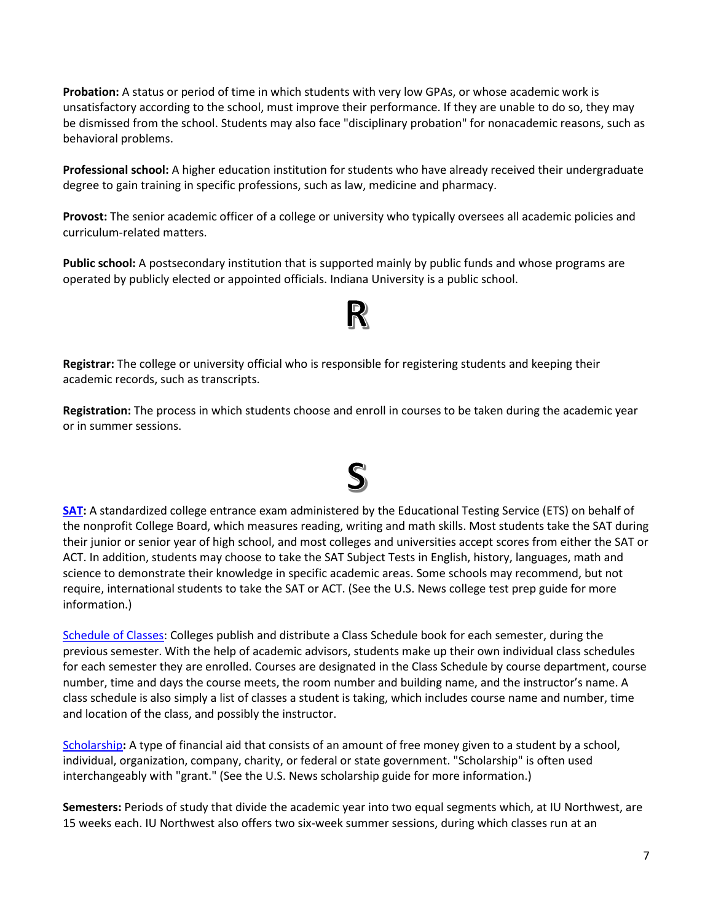**Probation:** A status or period of time in which students with very low GPAs, or whose academic work is unsatisfactory according to the school, must improve their performance. If they are unable to do so, they may be dismissed from the school. Students may also face "disciplinary probation" for nonacademic reasons, such as behavioral problems.

**Professional school:** A higher education institution for students who have already received their undergraduate degree to gain training in specific professions, such as law, medicine and pharmacy.

**Provost:** The senior academic officer of a college or university who typically oversees all academic policies and curriculum-related matters.

**Public school:** A postsecondary institution that is supported mainly by public funds and whose programs are operated by publicly elected or appointed officials. Indiana University is a public school.

## R

**Registrar:** The college or university official who is responsible for registering students and keeping their academic records, such as transcripts.

**Registration:** The process in which students choose and enroll in courses to be taken during the academic year or in summer sessions.

## S

**SAT:** A standardized college entrance exam administered by the Educational Testing Service (ETS) on behalf of the nonprofit College Board, which measures reading, writing and math skills. Most students take the SAT during their junior or senior year of high school, and most colleges and universities accept scores from either the SAT or ACT. In addition, students may choose to take the SAT Subject Tests in English, history, languages, math and science to demonstrate their knowledge in specific academic areas. Some schools may recommend, but not require, international students to take the SAT or ACT. (See the U.S. News college test prep guide for more information.)

Schedule of Classes: Colleges publish and distribute a Class Schedule book for each semester, during the previous semester. With the help of academic advisors, students make up their own individual class schedules for each semester they are enrolled. Courses are designated in the Class Schedule by course department, course number, time and days the course meets, the room number and building name, and the instructor's name. A class schedule is also simply a list of classes a student is taking, which includes course name and number, time and location of the class, and possibly the instructor.

Scholarship**:** A type of financial aid that consists of an amount of free money given to a student by a school, individual, organization, company, charity, or federal or state government. "Scholarship" is often used interchangeably with "grant." (See the U.S. News scholarship guide for more information.)

**Semesters:** Periods of study that divide the academic year into two equal segments which, at IU Northwest, are 15 weeks each. IU Northwest also offers two six-week summer sessions, during which classes run at an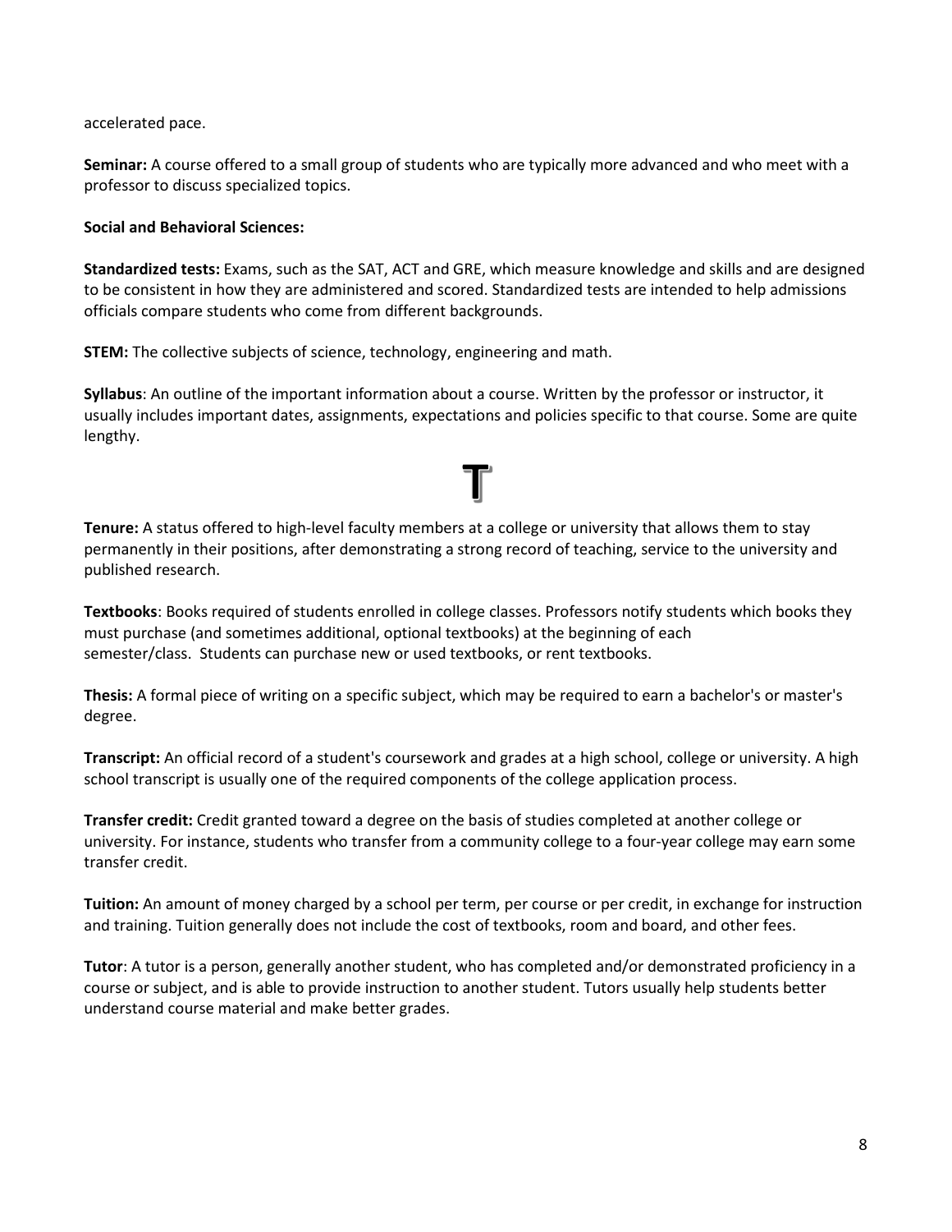accelerated pace.

**Seminar:** A course offered to a small group of students who are typically more advanced and who meet with a professor to discuss specialized topics.

**Social and Behavioral Sciences:**

**Standardized tests:** Exams, such as the SAT, ACT and GRE, which measure knowledge and skills and are designed to be consistent in how they are administered and scored. Standardized tests are intended to help admissions officials compare students who come from different backgrounds.

**STEM:** The collective subjects of science, technology, engineering and math.

**Syllabus**: An outline of the important information about a course. Written by the professor or instructor, it usually includes important dates, assignments, expectations and policies specific to that course. Some are quite lengthy.

# T

**Tenure:** A status offered to high-level faculty members at a college or university that allows them to stay permanently in their positions, after demonstrating a strong record of teaching, service to the university and published research.

**Textbooks**: Books required of students enrolled in college classes. Professors notify students which books they must purchase (and sometimes additional, optional textbooks) at the beginning of each semester/class. Students can purchase new or used textbooks, or rent textbooks.

**Thesis:** A formal piece of writing on a specific subject, which may be required to earn a bachelor's or master's degree.

**Transcript:** An official record of a student's coursework and grades at a high school, college or university. A high school transcript is usually one of the required components of the college application process.

**Transfer credit:** Credit granted toward a degree on the basis of studies completed at another college or university. For instance, students who transfer from a community college to a four-year college may earn some transfer credit.

**Tuition:** An amount of money charged by a school per term, per course or per credit, in exchange for instruction and training. Tuition generally does not include the cost of textbooks, room and board, and other fees.

**Tutor**: A tutor is a person, generally another student, who has completed and/or demonstrated proficiency in a course or subject, and is able to provide instruction to another student. Tutors usually help students better understand course material and make better grades.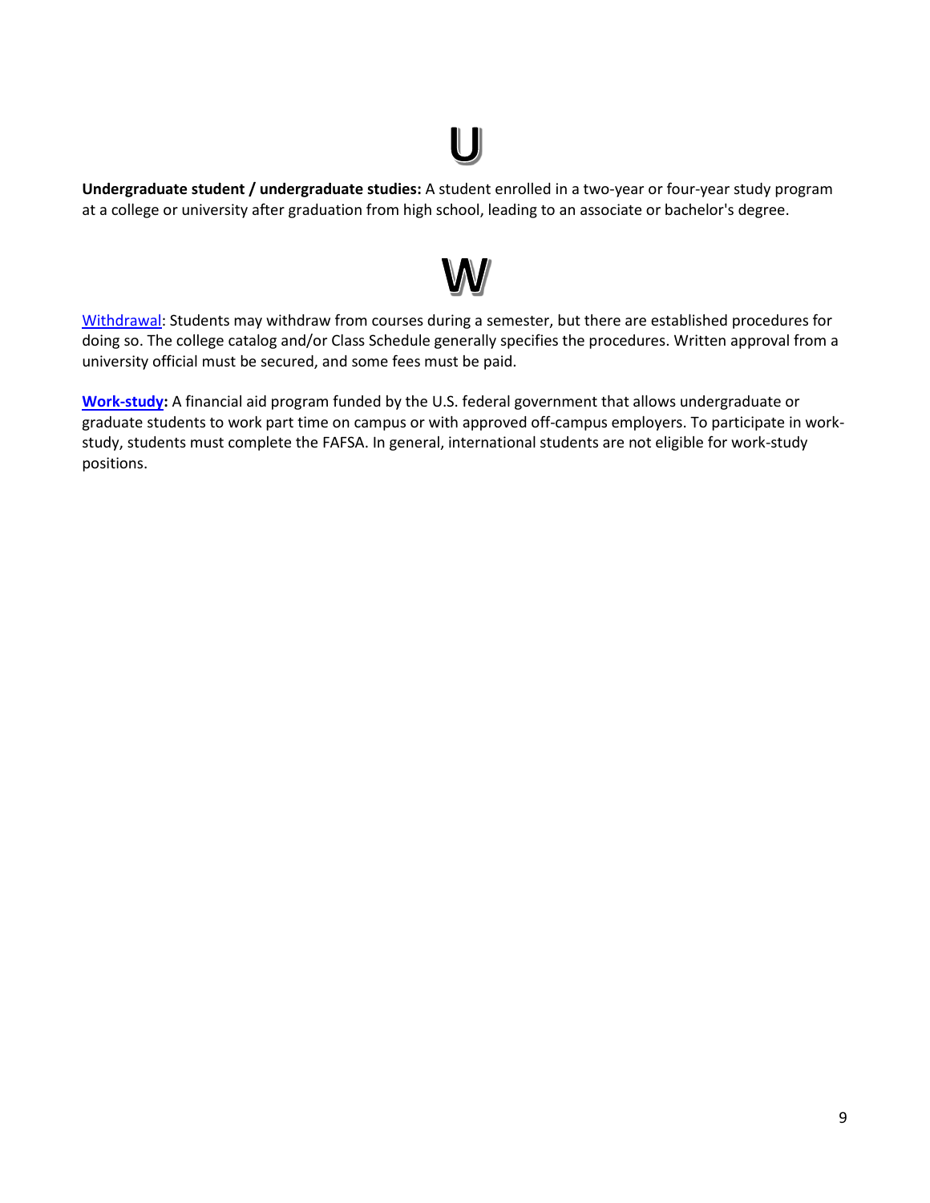# U

**Undergraduate student / undergraduate studies:** A student enrolled in a two-year or four-year study program at a college or university after graduation from high school, leading to an associate or bachelor's degree.

# W

Withdrawal: Students may withdraw from courses during a semester, but there are established procedures for doing so. The college catalog and/or Class Schedule generally specifies the procedures. Written approval from a university official must be secured, and some fees must be paid.

**Work-study:** A financial aid program funded by the U.S. federal government that allows undergraduate or graduate students to work part time on campus or with approved off-campus employers. To participate in work-study, students must complete the FAFSA. In general, international students are not eligible for work-study positions.